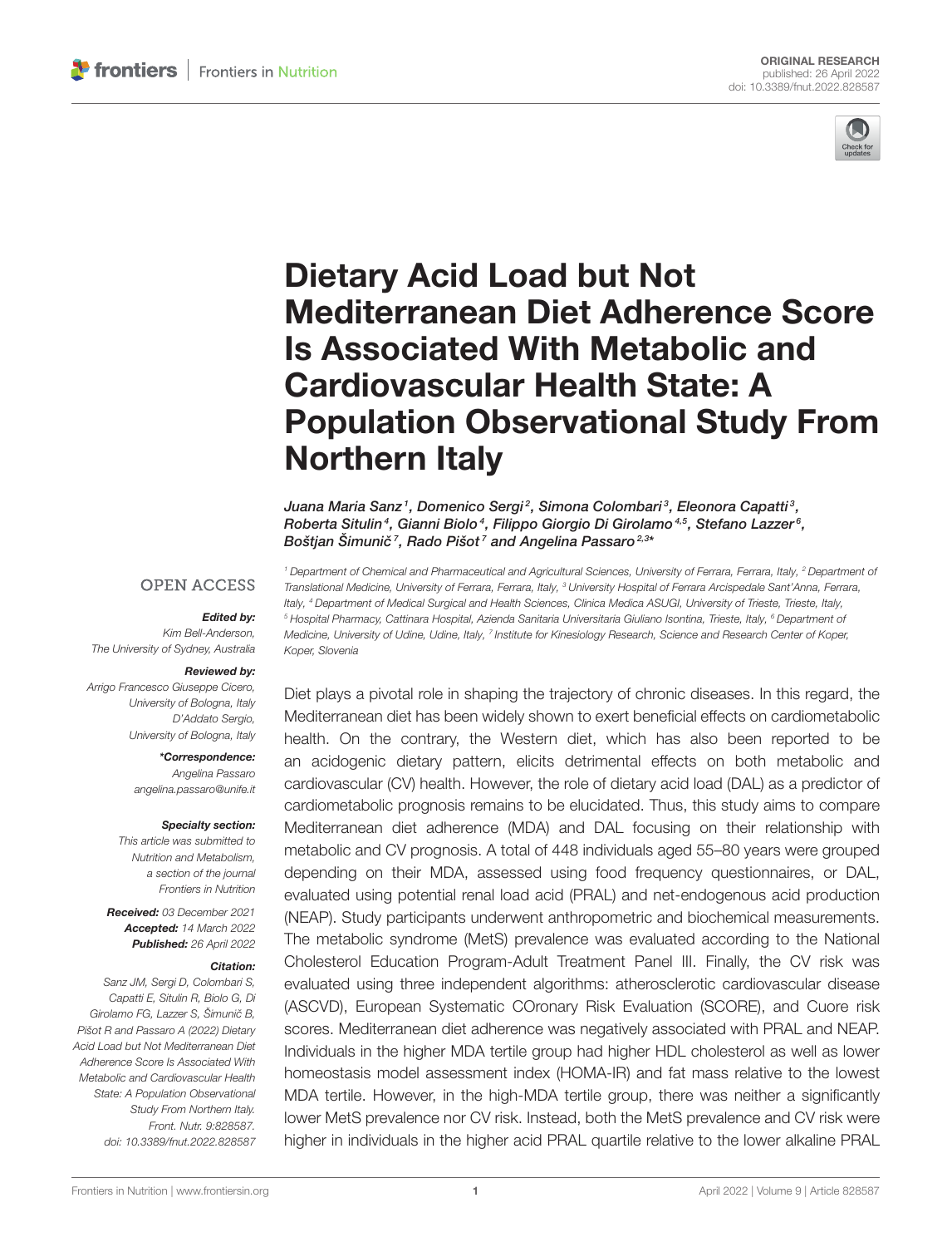ORIGINAL RESEARCH
published: 26 April 2022
doi: 10.3389/fnut.2022.828587

# Dietary Acid Load but Not Mediterranean Diet Adherence Score Is Associated With Metabolic and Cardiovascular Health State: A Population Observational Study From Northern Italy

*Juana Maria Sanz[1], Domenico Sergi[2], Simona Colombari[3], Eleonora Capatti[3], Roberta Situlin[4], Gianni Biolo[4], Filippo Giorgio Di Girolamo[4,5], Stefano Lazzer[6], Boštjan Šimunič[7], Rado Pišot[7] and Angelina Passaro[2,3]**

[1] Department of Chemical and Pharmaceutical and Agricultural Sciences, University of Ferrara, Ferrara, Italy, [2] Department of Translational Medicine, University of Ferrara, Ferrara, Italy, [3] University Hospital of Ferrara Arcispedale Sant'Anna, Ferrara, Italy, [4] Department of Medical Surgical and Health Sciences, Clinica Medica ASUGI, University of Trieste, Trieste, Italy, [5] Hospital Pharmacy, Cattinara Hospital, Azienda Sanitaria Universitaria Giuliano Isontina, Trieste, Italy, [6] Department of Medicine, University of Udine, Udine, Italy, [7] Institute for Kinesiology Research, Science and Research Center of Koper, Koper, Slovenia

OPEN ACCESS

**Edited by:**
Kim Bell-Anderson,
The University of Sydney, Australia

**Reviewed by:**
Arrigo Francesco Giuseppe Cicero,
University of Bologna, Italy
D'Addato Sergio,
University of Bologna, Italy

***Correspondence:**
Angelina Passaro
angelina.passaro@unife.it

**Specialty section:**
This article was submitted to Nutrition and Metabolism,
a section of the journal Frontiers in Nutrition

**Received:** 03 December 2021
**Accepted:** 14 March 2022
**Published:** 26 April 2022

**Citation:**
Sanz JM, Sergi D, Colombari S, Capatti E, Situlin R, Biolo G, Di Girolamo FG, Lazzer S, Šimunič B, Pišot R and Passaro A (2022) Dietary Acid Load but Not Mediterranean Diet Adherence Score Is Associated With Metabolic and Cardiovascular Health State: A Population Observational Study From Northern Italy. Front. Nutr. 9:828587. doi: 10.3389/fnut.2022.828587

Diet plays a pivotal role in shaping the trajectory of chronic diseases. In this regard, the Mediterranean diet has been widely shown to exert beneficial effects on cardiometabolic health. On the contrary, the Western diet, which has also been reported to be an acidogenic dietary pattern, elicits detrimental effects on both metabolic and cardiovascular (CV) health. However, the role of dietary acid load (DAL) as a predictor of cardiometabolic prognosis remains to be elucidated. Thus, this study aims to compare Mediterranean diet adherence (MDA) and DAL focusing on their relationship with metabolic and CV prognosis. A total of 448 individuals aged 55–80 years were grouped depending on their MDA, assessed using food frequency questionnaires, or DAL, evaluated using potential renal load acid (PRAL) and net-endogenous acid production (NEAP). Study participants underwent anthropometric and biochemical measurements. The metabolic syndrome (MetS) prevalence was evaluated according to the National Cholesterol Education Program-Adult Treatment Panel III. Finally, the CV risk was evaluated using three independent algorithms: atherosclerotic cardiovascular disease (ASCVD), European Systematic COronary Risk Evaluation (SCORE), and Cuore risk scores. Mediterranean diet adherence was negatively associated with PRAL and NEAP. Individuals in the higher MDA tertile group had higher HDL cholesterol as well as lower homeostasis model assessment index (HOMA-IR) and fat mass relative to the lowest MDA tertile. However, in the high-MDA tertile group, there was neither a significantly lower MetS prevalence nor CV risk. Instead, both the MetS prevalence and CV risk were higher in individuals in the higher acid PRAL quartile relative to the lower alkaline PRAL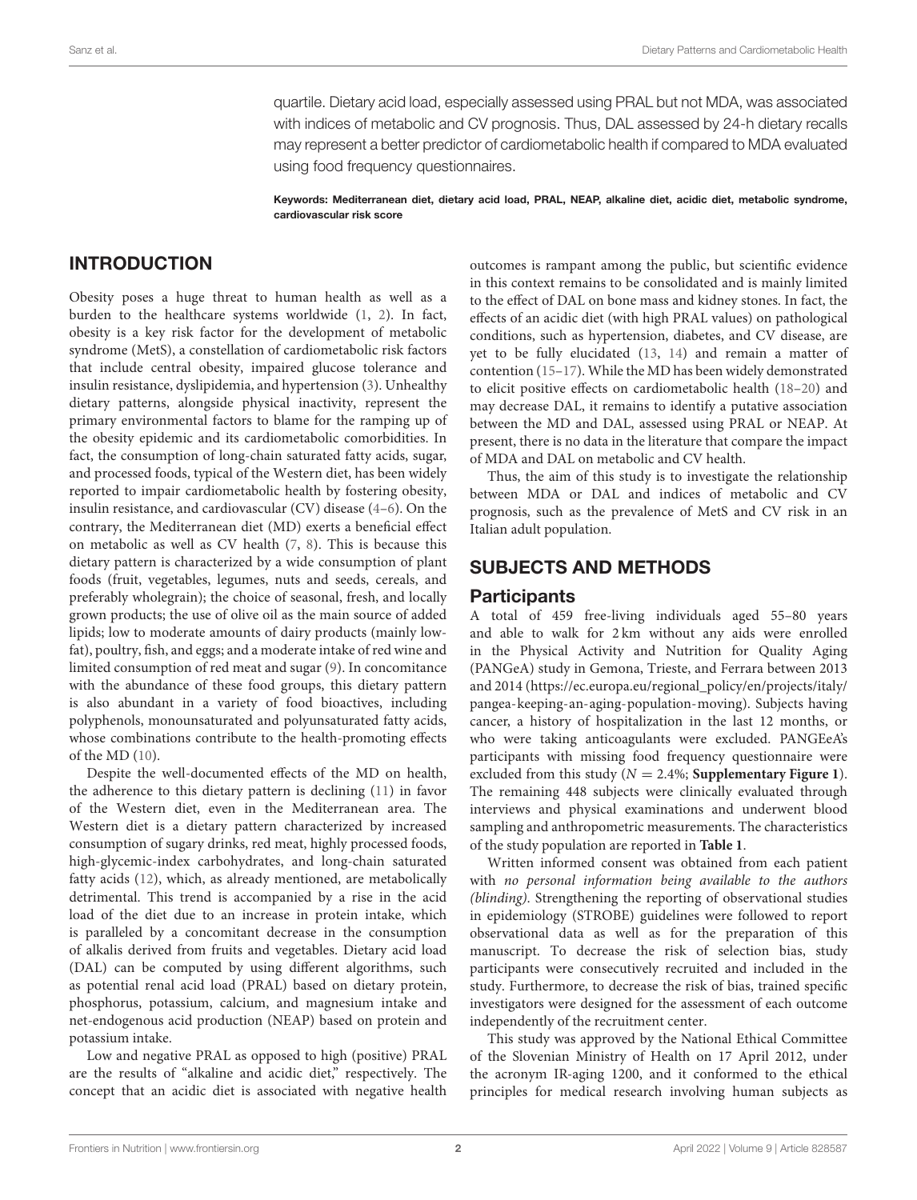quartile. Dietary acid load, especially assessed using PRAL but not MDA, was associated with indices of metabolic and CV prognosis. Thus, DAL assessed by 24-h dietary recalls may represent a better predictor of cardiometabolic health if compared to MDA evaluated using food frequency questionnaires.

**Keywords: Mediterranean diet, dietary acid load, PRAL, NEAP, alkaline diet, acidic diet, metabolic syndrome, cardiovascular risk score**

## INTRODUCTION

Obesity poses a huge threat to human health as well as a burden to the healthcare systems worldwide (1, 2). In fact, obesity is a key risk factor for the development of metabolic syndrome (MetS), a constellation of cardiometabolic risk factors that include central obesity, impaired glucose tolerance and insulin resistance, dyslipidemia, and hypertension (3). Unhealthy dietary patterns, alongside physical inactivity, represent the primary environmental factors to blame for the ramping up of the obesity epidemic and its cardiometabolic comorbidities. In fact, the consumption of long-chain saturated fatty acids, sugar, and processed foods, typical of the Western diet, has been widely reported to impair cardiometabolic health by fostering obesity, insulin resistance, and cardiovascular (CV) disease (4–6). On the contrary, the Mediterranean diet (MD) exerts a beneficial effect on metabolic as well as CV health (7, 8). This is because this dietary pattern is characterized by a wide consumption of plant foods (fruit, vegetables, legumes, nuts and seeds, cereals, and preferably wholegrain); the choice of seasonal, fresh, and locally grown products; the use of olive oil as the main source of added lipids; low to moderate amounts of dairy products (mainly low-fat), poultry, fish, and eggs; and a moderate intake of red wine and limited consumption of red meat and sugar (9). In concomitance with the abundance of these food groups, this dietary pattern is also abundant in a variety of food bioactives, including polyphenols, monounsaturated and polyunsaturated fatty acids, whose combinations contribute to the health-promoting effects of the MD (10).

Despite the well-documented effects of the MD on health, the adherence to this dietary pattern is declining (11) in favor of the Western diet, even in the Mediterranean area. The Western diet is a dietary pattern characterized by increased consumption of sugary drinks, red meat, highly processed foods, high-glycemic-index carbohydrates, and long-chain saturated fatty acids (12), which, as already mentioned, are metabolically detrimental. This trend is accompanied by a rise in the acid load of the diet due to an increase in protein intake, which is paralleled by a concomitant decrease in the consumption of alkalis derived from fruits and vegetables. Dietary acid load (DAL) can be computed by using different algorithms, such as potential renal acid load (PRAL) based on dietary protein, phosphorus, potassium, calcium, and magnesium intake and net-endogenous acid production (NEAP) based on protein and potassium intake.

Low and negative PRAL as opposed to high (positive) PRAL are the results of "alkaline and acidic diet," respectively. The concept that an acidic diet is associated with negative health outcomes is rampant among the public, but scientific evidence in this context remains to be consolidated and is mainly limited to the effect of DAL on bone mass and kidney stones. In fact, the effects of an acidic diet (with high PRAL values) on pathological conditions, such as hypertension, diabetes, and CV disease, are yet to be fully elucidated (13, 14) and remain a matter of contention (15–17). While the MD has been widely demonstrated to elicit positive effects on cardiometabolic health (18–20) and may decrease DAL, it remains to identify a putative association between the MD and DAL, assessed using PRAL or NEAP. At present, there is no data in the literature that compare the impact of MDA and DAL on metabolic and CV health.

Thus, the aim of this study is to investigate the relationship between MDA or DAL and indices of metabolic and CV prognosis, such as the prevalence of MetS and CV risk in an Italian adult population.

## SUBJECTS AND METHODS

### Participants

A total of 459 free-living individuals aged 55–80 years and able to walk for 2 km without any aids were enrolled in the Physical Activity and Nutrition for Quality Aging (PANGeA) study in Gemona, Trieste, and Ferrara between 2013 and 2014 (https://ec.europa.eu/regional_policy/en/projects/italy/pangea-keeping-an-aging-population-moving). Subjects having cancer, a history of hospitalization in the last 12 months, or who were taking anticoagulants were excluded. PANGEeA's participants with missing food frequency questionnaire were excluded from this study ($N = 2.4\%$; **Supplementary Figure 1**). The remaining 448 subjects were clinically evaluated through interviews and physical examinations and underwent blood sampling and anthropometric measurements. The characteristics of the study population are reported in **Table 1**.

Written informed consent was obtained from each patient with *no personal information being available to the authors (blinding)*. Strengthening the reporting of observational studies in epidemiology (STROBE) guidelines were followed to report observational data as well as for the preparation of this manuscript. To decrease the risk of selection bias, study participants were consecutively recruited and included in the study. Furthermore, to decrease the risk of bias, trained specific investigators were designed for the assessment of each outcome independently of the recruitment center.

This study was approved by the National Ethical Committee of the Slovenian Ministry of Health on 17 April 2012, under the acronym IR-aging 1200, and it conformed to the ethical principles for medical research involving human subjects as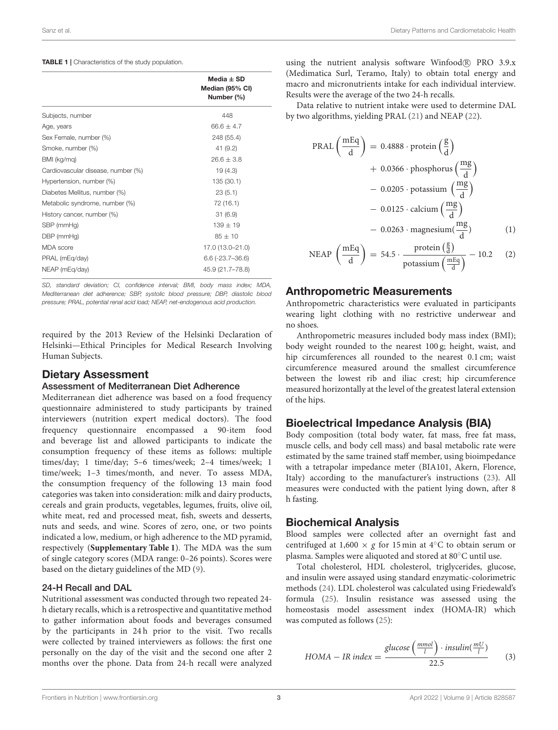**TABLE 1 |** Characteristics of the study population.

| | Media ± SD<br>Median (95% CI)<br>Number (%) |
|---|---|
| Subjects, number | 448 |
| Age, years | 66.6 ± 4.7 |
| Sex Female, number (%) | 248 (55.4) |
| Smoke, number (%) | 41 (9.2) |
| BMI (kg/mq) | 26.6 ± 3.8 |
| Cardiovascular disease, number (%) | 19 (4.3) |
| Hypertension, number (%) | 135 (30.1) |
| Diabetes Mellitus, number (%) | 23 (5.1) |
| Metabolic syndrome, number (%) | 72 (16.1) |
| History cancer, number (%) | 31 (6.9) |
| SBP (mmHg) | 139 ± 19 |
| DBP (mmHg) | 85 ± 10 |
| MDA score | 17.0 (13.0–21.0) |
| PRAL (mEq/day) | 6.6 (-23.7–36.6) |
| NEAP (mEq/day) | 45.9 (21.7–78.8) |

*SD, standard deviation; CI, confidence interval; BMI, body mass index; MDA, Mediterranean diet adherence; SBP, systolic blood pressure; DBP, diastolic blood pressure; PRAL, potential renal acid load; NEAP, net-endogenous acid production.*

required by the 2013 Review of the Helsinki Declaration of Helsinki—Ethical Principles for Medical Research Involving Human Subjects.

## Dietary Assessment

### Assessment of Mediterranean Diet Adherence

Mediterranean diet adherence was based on a food frequency questionnaire administered to study participants by trained interviewers (nutrition expert medical doctors). The food frequency questionnaire encompassed a 90-item food and beverage list and allowed participants to indicate the consumption frequency of these items as follows: multiple times/day; 1 time/day; 5–6 times/week; 2–4 times/week; 1 time/week; 1–3 times/month, and never. To assess MDA, the consumption frequency of the following 13 main food categories was taken into consideration: milk and dairy products, cereals and grain products, vegetables, legumes, fruits, olive oil, white meat, red and processed meat, fish, sweets and desserts, nuts and seeds, and wine. Scores of zero, one, or two points indicated a low, medium, or high adherence to the MD pyramid, respectively (**Supplementary Table 1**). The MDA was the sum of single category scores (MDA range: 0–26 points). Scores were based on the dietary guidelines of the MD (9).

### 24-H Recall and DAL

Nutritional assessment was conducted through two repeated 24-h dietary recalls, which is a retrospective and quantitative method to gather information about foods and beverages consumed by the participants in 24 h prior to the visit. Two recalls were collected by trained interviewers as follows: the first one personally on the day of the visit and the second one after 2 months over the phone. Data from 24-h recall were analyzed using the nutrient analysis software Winfood® PRO 3.9.x (Medimatica Surl, Teramo, Italy) to obtain total energy and macro and micronutrients intake for each individual interview. Results were the average of the two 24-h recalls.

Data relative to nutrient intake were used to determine DAL by two algorithms, yielding PRAL (21) and NEAP (22).

$$\text{PRAL}\left(\frac{\text{mEq}}{\text{d}}\right) = 0.4888 \cdot \text{protein}\left(\frac{\text{g}}{\text{d}}\right) + 0.0366 \cdot \text{phosphorus}\left(\frac{\text{mg}}{\text{d}}\right) - 0.0205 \cdot \text{potassium}\left(\frac{\text{mg}}{\text{d}}\right) - 0.0125 \cdot \text{calcium}\left(\frac{\text{mg}}{\text{d}}\right) - 0.0263 \cdot \text{magnesium}\left(\frac{\text{mg}}{\text{d}}\right) \quad (1)$$

$$\text{NEAP}\left(\frac{\text{mEq}}{\text{d}}\right) = 54.5 \cdot \frac{\text{protein}\left(\frac{\text{g}}{\text{d}}\right)}{\text{potassium}\left(\frac{\text{mEq}}{\text{d}}\right)} - 10.2 \quad (2)$$

## Anthropometric Measurements

Anthropometric characteristics were evaluated in participants wearing light clothing with no restrictive underwear and no shoes.

Anthropometric measures included body mass index (BMI); body weight rounded to the nearest 100 g; height, waist, and hip circumferences all rounded to the nearest 0.1 cm; waist circumference measured around the smallest circumference between the lowest rib and iliac crest; hip circumference measured horizontally at the level of the greatest lateral extension of the hips.

## Bioelectrical Impedance Analysis (BIA)

Body composition (total body water, fat mass, free fat mass, muscle cells, and body cell mass) and basal metabolic rate were estimated by the same trained staff member, using bioimpedance with a tetrapolar impedance meter (BIA101, Akern, Florence, Italy) according to the manufacturer's instructions (23). All measures were conducted with the patient lying down, after 8 h fasting.

## Biochemical Analysis

Blood samples were collected after an overnight fast and centrifuged at 1,600 × *g* for 15 min at 4°C to obtain serum or plasma. Samples were aliquoted and stored at 80°C until use.

Total cholesterol, HDL cholesterol, triglycerides, glucose, and insulin were assayed using standard enzymatic-colorimetric methods (24). LDL cholesterol was calculated using Friedewald's formula (25). Insulin resistance was assessed using the homeostasis model assessment index (HOMA-IR) which was computed as follows (25):

$$HOMA-IR\ index = \frac{glucose\left(\frac{mmol}{l}\right) \cdot insulin\left(\frac{mU}{l}\right)}{22.5} \quad (3)$$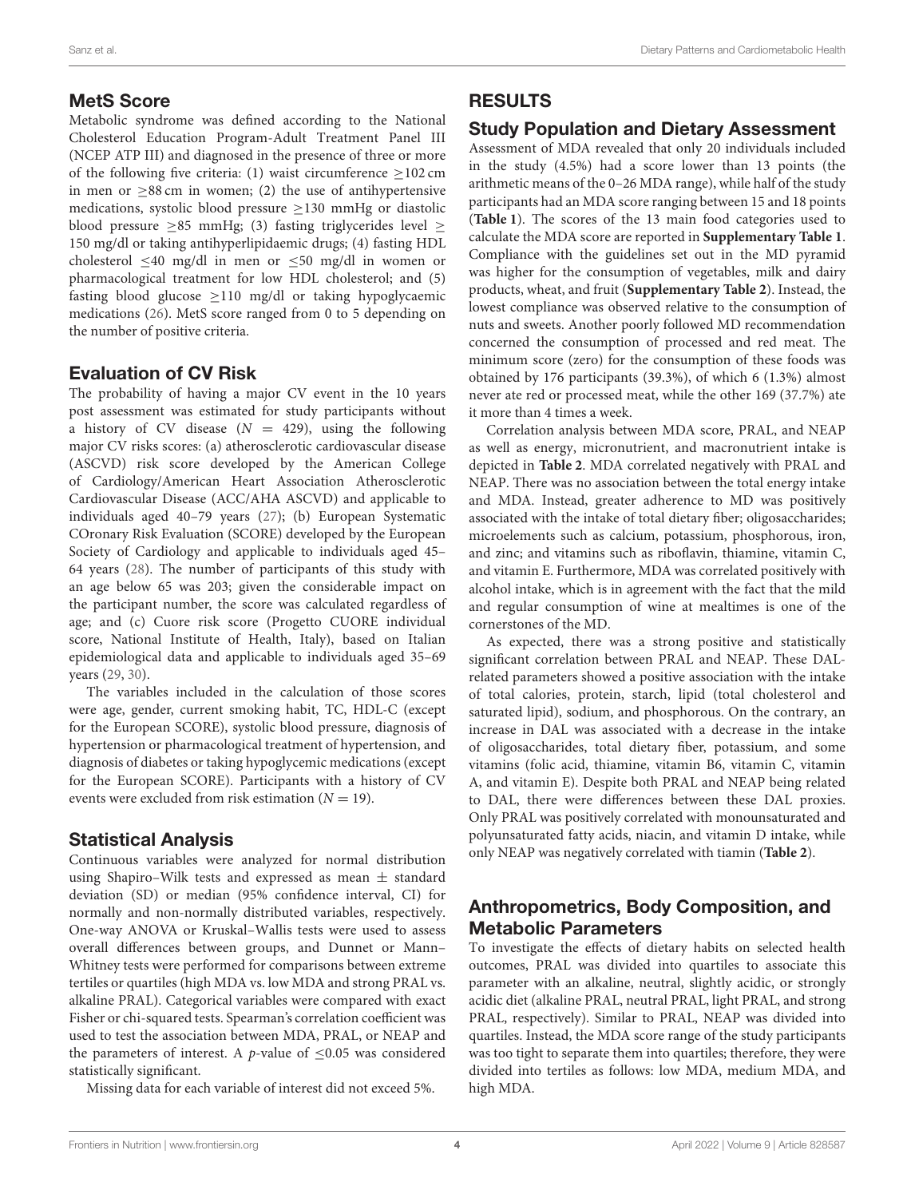## MetS Score

Metabolic syndrome was defined according to the National Cholesterol Education Program-Adult Treatment Panel III (NCEP ATP III) and diagnosed in the presence of three or more of the following five criteria: (1) waist circumference ≥102 cm in men or ≥88 cm in women; (2) the use of antihypertensive medications, systolic blood pressure ≥130 mmHg or diastolic blood pressure ≥85 mmHg; (3) fasting triglycerides level ≥ 150 mg/dl or taking antihyperlipidaemic drugs; (4) fasting HDL cholesterol ≤40 mg/dl in men or ≤50 mg/dl in women or pharmacological treatment for low HDL cholesterol; and (5) fasting blood glucose ≥110 mg/dl or taking hypoglycaemic medications (26). MetS score ranged from 0 to 5 depending on the number of positive criteria.

## Evaluation of CV Risk

The probability of having a major CV event in the 10 years post assessment was estimated for study participants without a history of CV disease ($N$ = 429), using the following major CV risks scores: (a) atherosclerotic cardiovascular disease (ASCVD) risk score developed by the American College of Cardiology/American Heart Association Atherosclerotic Cardiovascular Disease (ACC/AHA ASCVD) and applicable to individuals aged 40–79 years (27); (b) European Systematic COronary Risk Evaluation (SCORE) developed by the European Society of Cardiology and applicable to individuals aged 45–64 years (28). The number of participants of this study with an age below 65 was 203; given the considerable impact on the participant number, the score was calculated regardless of age; and (c) Cuore risk score (Progetto CUORE individual score, National Institute of Health, Italy), based on Italian epidemiological data and applicable to individuals aged 35–69 years (29, 30).

The variables included in the calculation of those scores were age, gender, current smoking habit, TC, HDL-C (except for the European SCORE), systolic blood pressure, diagnosis of hypertension or pharmacological treatment of hypertension, and diagnosis of diabetes or taking hypoglycemic medications (except for the European SCORE). Participants with a history of CV events were excluded from risk estimation ($N$ = 19).

## Statistical Analysis

Continuous variables were analyzed for normal distribution using Shapiro–Wilk tests and expressed as mean ± standard deviation (SD) or median (95% confidence interval, CI) for normally and non-normally distributed variables, respectively. One-way ANOVA or Kruskal–Wallis tests were used to assess overall differences between groups, and Dunnet or Mann–Whitney tests were performed for comparisons between extreme tertiles or quartiles (high MDA vs. low MDA and strong PRAL vs. alkaline PRAL). Categorical variables were compared with exact Fisher or chi-squared tests. Spearman's correlation coefficient was used to test the association between MDA, PRAL, or NEAP and the parameters of interest. A $p$-value of ≤0.05 was considered statistically significant.

Missing data for each variable of interest did not exceed 5%.

# RESULTS

## Study Population and Dietary Assessment

Assessment of MDA revealed that only 20 individuals included in the study (4.5%) had a score lower than 13 points (the arithmetic means of the 0–26 MDA range), while half of the study participants had an MDA score ranging between 15 and 18 points (**Table 1**). The scores of the 13 main food categories used to calculate the MDA score are reported in **Supplementary Table 1**. Compliance with the guidelines set out in the MD pyramid was higher for the consumption of vegetables, milk and dairy products, wheat, and fruit (**Supplementary Table 2**). Instead, the lowest compliance was observed relative to the consumption of nuts and sweets. Another poorly followed MD recommendation concerned the consumption of processed and red meat. The minimum score (zero) for the consumption of these foods was obtained by 176 participants (39.3%), of which 6 (1.3%) almost never ate red or processed meat, while the other 169 (37.7%) ate it more than 4 times a week.

Correlation analysis between MDA score, PRAL, and NEAP as well as energy, micronutrient, and macronutrient intake is depicted in **Table 2**. MDA correlated negatively with PRAL and NEAP. There was no association between the total energy intake and MDA. Instead, greater adherence to MD was positively associated with the intake of total dietary fiber; oligosaccharides; microelements such as calcium, potassium, phosphorous, iron, and zinc; and vitamins such as riboflavin, thiamine, vitamin C, and vitamin E. Furthermore, MDA was correlated positively with alcohol intake, which is in agreement with the fact that the mild and regular consumption of wine at mealtimes is one of the cornerstones of the MD.

As expected, there was a strong positive and statistically significant correlation between PRAL and NEAP. These DAL-related parameters showed a positive association with the intake of total calories, protein, starch, lipid (total cholesterol and saturated lipid), sodium, and phosphorous. On the contrary, an increase in DAL was associated with a decrease in the intake of oligosaccharides, total dietary fiber, potassium, and some vitamins (folic acid, thiamine, vitamin B6, vitamin C, vitamin A, and vitamin E). Despite both PRAL and NEAP being related to DAL, there were differences between these DAL proxies. Only PRAL was positively correlated with monounsaturated and polyunsaturated fatty acids, niacin, and vitamin D intake, while only NEAP was negatively correlated with tiamin (**Table 2**).

## Anthropometrics, Body Composition, and Metabolic Parameters

To investigate the effects of dietary habits on selected health outcomes, PRAL was divided into quartiles to associate this parameter with an alkaline, neutral, slightly acidic, or strongly acidic diet (alkaline PRAL, neutral PRAL, light PRAL, and strong PRAL, respectively). Similar to PRAL, NEAP was divided into quartiles. Instead, the MDA score range of the study participants was too tight to separate them into quartiles; therefore, they were divided into tertiles as follows: low MDA, medium MDA, and high MDA.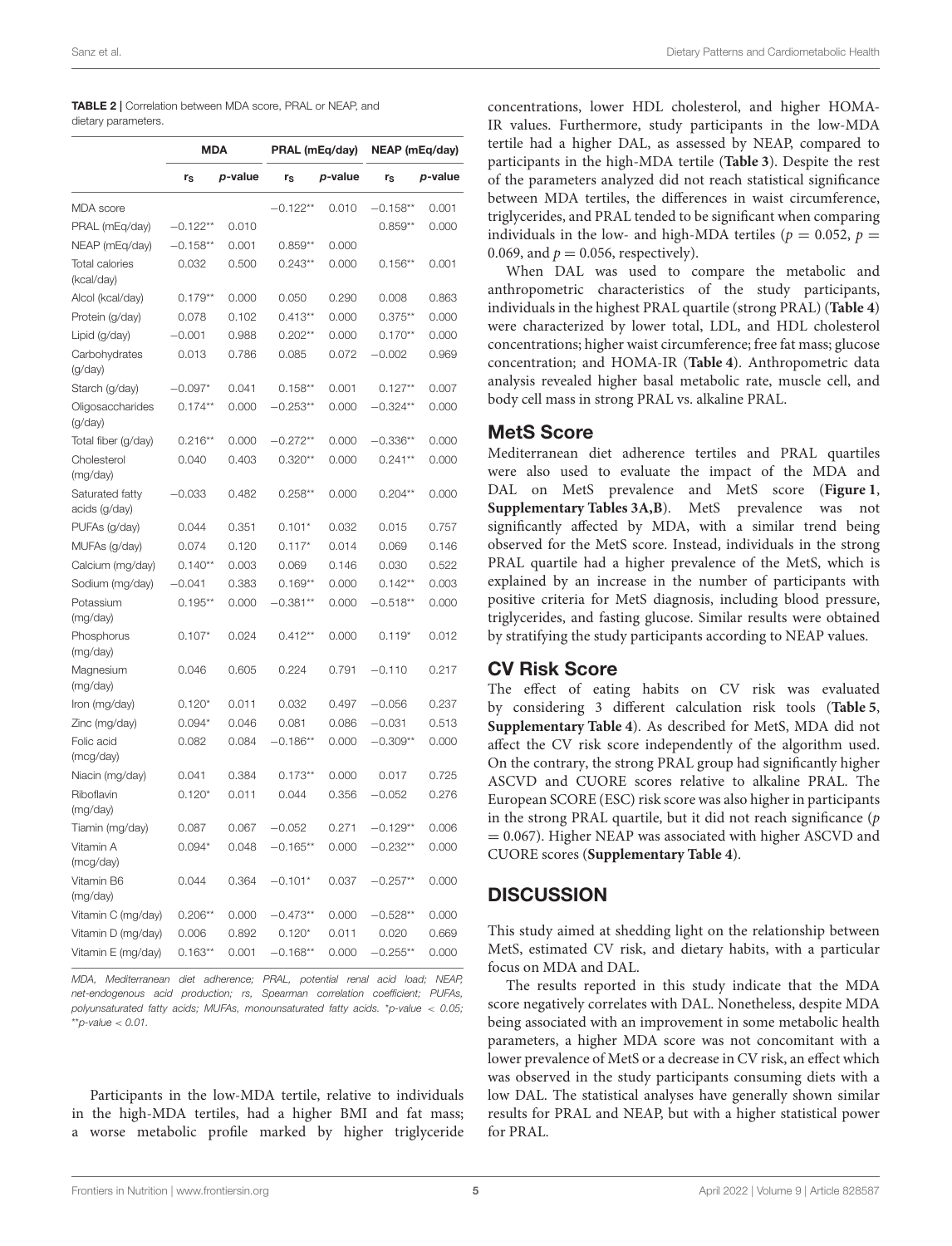**TABLE 2 |** Correlation between MDA score, PRAL or NEAP, and dietary parameters.

| | MDA | | PRAL (mEq/day) | | NEAP (mEq/day) | |
|---|---|---|---|---|---|---|
| | $r_S$ | *p*-value | $r_S$ | *p*-value | $r_S$ | *p*-value |
| MDA score | | | −0.122** | 0.010 | −0.158** | 0.001 |
| PRAL (mEq/day) | −0.122** | 0.010 | | | 0.859** | 0.000 |
| NEAP (mEq/day) | −0.158** | 0.001 | 0.859** | 0.000 | | |
| Total calories (kcal/day) | 0.032 | 0.500 | 0.243** | 0.000 | 0.156** | 0.001 |
| Alcol (kcal/day) | 0.179** | 0.000 | 0.050 | 0.290 | 0.008 | 0.863 |
| Protein (g/day) | 0.078 | 0.102 | 0.413** | 0.000 | 0.375** | 0.000 |
| Lipid (g/day) | −0.001 | 0.988 | 0.202** | 0.000 | 0.170** | 0.000 |
| Carbohydrates (g/day) | 0.013 | 0.786 | 0.085 | 0.072 | −0.002 | 0.969 |
| Starch (g/day) | −0.097* | 0.041 | 0.158** | 0.001 | 0.127** | 0.007 |
| Oligosaccharides (g/day) | 0.174** | 0.000 | −0.253** | 0.000 | −0.324** | 0.000 |
| Total fiber (g/day) | 0.216** | 0.000 | −0.272** | 0.000 | −0.336** | 0.000 |
| Cholesterol (mg/day) | 0.040 | 0.403 | 0.320** | 0.000 | 0.241** | 0.000 |
| Saturated fatty acids (g/day) | −0.033 | 0.482 | 0.258** | 0.000 | 0.204** | 0.000 |
| PUFAs (g/day) | 0.044 | 0.351 | 0.101* | 0.032 | 0.015 | 0.757 |
| MUFAs (g/day) | 0.074 | 0.120 | 0.117* | 0.014 | 0.069 | 0.146 |
| Calcium (mg/day) | 0.140** | 0.003 | 0.069 | 0.146 | 0.030 | 0.522 |
| Sodium (mg/day) | −0.041 | 0.383 | 0.169** | 0.000 | 0.142** | 0.003 |
| Potassium (mg/day) | 0.195** | 0.000 | −0.381** | 0.000 | −0.518** | 0.000 |
| Phosphorus (mg/day) | 0.107* | 0.024 | 0.412** | 0.000 | 0.119* | 0.012 |
| Magnesium (mg/day) | 0.046 | 0.605 | 0.224 | 0.791 | −0.110 | 0.217 |
| Iron (mg/day) | 0.120* | 0.011 | 0.032 | 0.497 | −0.056 | 0.237 |
| Zinc (mg/day) | 0.094* | 0.046 | 0.081 | 0.086 | −0.031 | 0.513 |
| Folic acid (mcg/day) | 0.082 | 0.084 | −0.186** | 0.000 | −0.309** | 0.000 |
| Niacin (mg/day) | 0.041 | 0.384 | 0.173** | 0.000 | 0.017 | 0.725 |
| Riboflavin (mg/day) | 0.120* | 0.011 | 0.044 | 0.356 | −0.052 | 0.276 |
| Tiamin (mg/day) | 0.087 | 0.067 | −0.052 | 0.271 | −0.129** | 0.006 |
| Vitamin A (mcg/day) | 0.094* | 0.048 | −0.165** | 0.000 | −0.232** | 0.000 |
| Vitamin B6 (mg/day) | 0.044 | 0.364 | −0.101* | 0.037 | −0.257** | 0.000 |
| Vitamin C (mg/day) | 0.206** | 0.000 | −0.473** | 0.000 | −0.528** | 0.000 |
| Vitamin D (mg/day) | 0.006 | 0.892 | 0.120* | 0.011 | 0.020 | 0.669 |
| Vitamin E (mg/day) | 0.163** | 0.001 | −0.168** | 0.000 | −0.255** | 0.000 |

*MDA, Mediterranean diet adherence; PRAL, potential renal acid load; NEAP, net-endogenous acid production; rs, Spearman correlation coefficient; PUFAs, polyunsaturated fatty acids; MUFAs, monounsaturated fatty acids. *p-value < 0.05; **p-value < 0.01.*

Participants in the low-MDA tertile, relative to individuals in the high-MDA tertiles, had a higher BMI and fat mass; a worse metabolic profile marked by higher triglyceride concentrations, lower HDL cholesterol, and higher HOMA-IR values. Furthermore, study participants in the low-MDA tertile had a higher DAL, as assessed by NEAP, compared to participants in the high-MDA tertile (**Table 3**). Despite the rest of the parameters analyzed did not reach statistical significance between MDA tertiles, the differences in waist circumference, triglycerides, and PRAL tended to be significant when comparing individuals in the low- and high-MDA tertiles ($p = 0.052$, $p = 0.069$, and $p = 0.056$, respectively).

When DAL was used to compare the metabolic and anthropometric characteristics of the study participants, individuals in the highest PRAL quartile (strong PRAL) (**Table 4**) were characterized by lower total, LDL, and HDL cholesterol concentrations; higher waist circumference; free fat mass; glucose concentration; and HOMA-IR (**Table 4**). Anthropometric data analysis revealed higher basal metabolic rate, muscle cell, and body cell mass in strong PRAL vs. alkaline PRAL.

## MetS Score

Mediterranean diet adherence tertiles and PRAL quartiles were also used to evaluate the impact of the MDA and DAL on MetS prevalence and MetS score (**Figure 1**, **Supplementary Tables 3A,B**). MetS prevalence was not significantly affected by MDA, with a similar trend being observed for the MetS score. Instead, individuals in the strong PRAL quartile had a higher prevalence of the MetS, which is explained by an increase in the number of participants with positive criteria for MetS diagnosis, including blood pressure, triglycerides, and fasting glucose. Similar results were obtained by stratifying the study participants according to NEAP values.

## CV Risk Score

The effect of eating habits on CV risk was evaluated by considering 3 different calculation risk tools (**Table 5**, **Supplementary Table 4**). As described for MetS, MDA did not affect the CV risk score independently of the algorithm used. On the contrary, the strong PRAL group had significantly higher ASCVD and CUORE scores relative to alkaline PRAL. The European SCORE (ESC) risk score was also higher in participants in the strong PRAL quartile, but it did not reach significance ($p = 0.067$). Higher NEAP was associated with higher ASCVD and CUORE scores (**Supplementary Table 4**).

# DISCUSSION

This study aimed at shedding light on the relationship between MetS, estimated CV risk, and dietary habits, with a particular focus on MDA and DAL.

The results reported in this study indicate that the MDA score negatively correlates with DAL. Nonetheless, despite MDA being associated with an improvement in some metabolic health parameters, a higher MDA score was not concomitant with a lower prevalence of MetS or a decrease in CV risk, an effect which was observed in the study participants consuming diets with a low DAL. The statistical analyses have generally shown similar results for PRAL and NEAP, but with a higher statistical power for PRAL.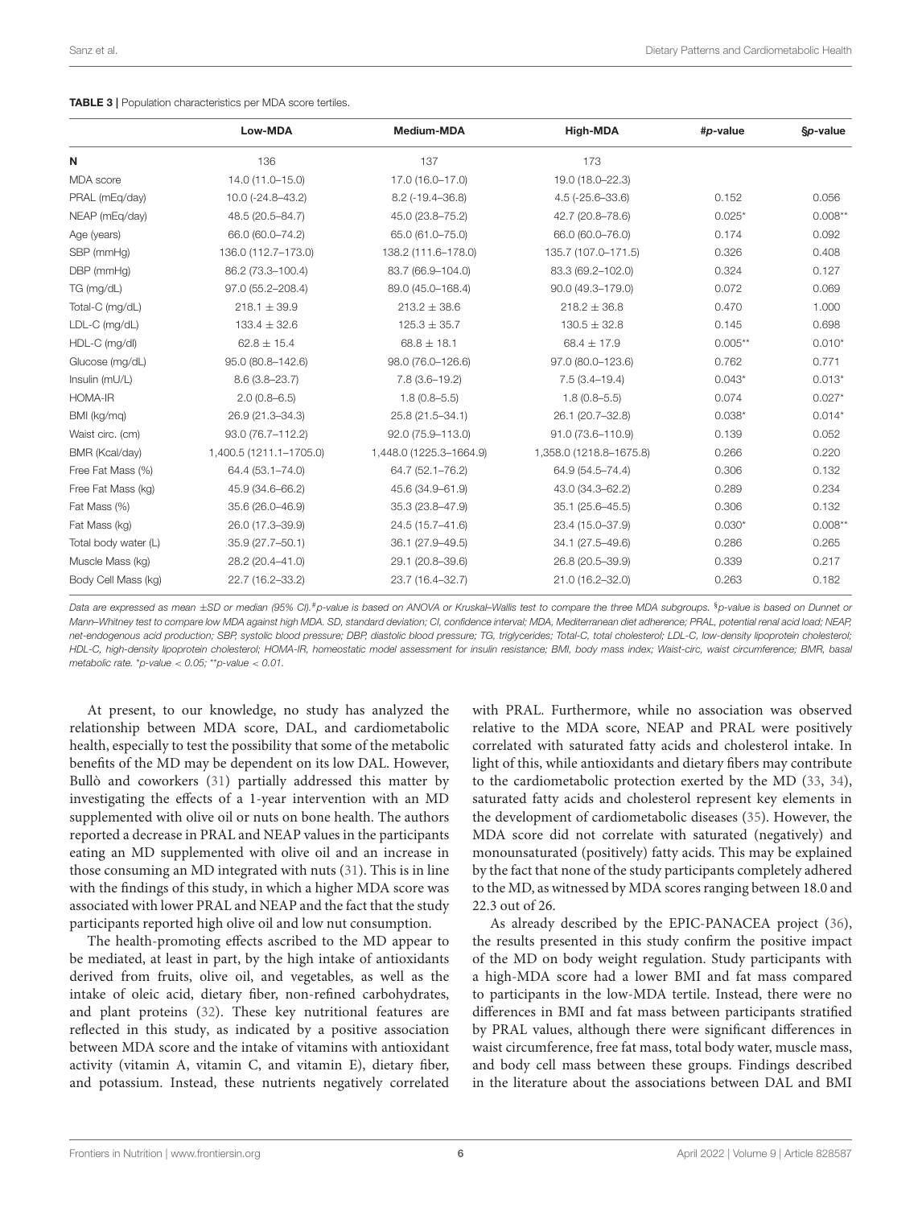**TABLE 3 |** Population characteristics per MDA score tertiles.

| | Low-MDA | Medium-MDA | High-MDA | #p-value | §p-value |
|---|---|---|---|---|---|
| N | 136 | 137 | 173 | | |
| MDA score | 14.0 (11.0–15.0) | 17.0 (16.0–17.0) | 19.0 (18.0–22.3) | | |
| PRAL (mEq/day) | 10.0 (-24.8–43.2) | 8.2 (-19.4–36.8) | 4.5 (-25.6–33.6) | 0.152 | 0.056 |
| NEAP (mEq/day) | 48.5 (20.5–84.7) | 45.0 (23.8–75.2) | 42.7 (20.8–78.6) | 0.025* | 0.008** |
| Age (years) | 66.0 (60.0–74.2) | 65.0 (61.0–75.0) | 66.0 (60.0–76.0) | 0.174 | 0.092 |
| SBP (mmHg) | 136.0 (112.7–173.0) | 138.2 (111.6–178.0) | 135.7 (107.0–171.5) | 0.326 | 0.408 |
| DBP (mmHg) | 86.2 (73.3–100.4) | 83.7 (66.9–104.0) | 83.3 (69.2–102.0) | 0.324 | 0.127 |
| TG (mg/dL) | 97.0 (55.2–208.4) | 89.0 (45.0–168.4) | 90.0 (49.3–179.0) | 0.072 | 0.069 |
| Total-C (mg/dL) | 218.1 ± 39.9 | 213.2 ± 38.6 | 218.2 ± 36.8 | 0.470 | 1.000 |
| LDL-C (mg/dL) | 133.4 ± 32.6 | 125.3 ± 35.7 | 130.5 ± 32.8 | 0.145 | 0.698 |
| HDL-C (mg/dl) | 62.8 ± 15.4 | 68.8 ± 18.1 | 68.4 ± 17.9 | 0.005** | 0.010* |
| Glucose (mg/dL) | 95.0 (80.8–142.6) | 98.0 (76.0–126.6) | 97.0 (80.0–123.6) | 0.762 | 0.771 |
| Insulin (mU/L) | 8.6 (3.8–23.7) | 7.8 (3.6–19.2) | 7.5 (3.4–19.4) | 0.043* | 0.013* |
| HOMA-IR | 2.0 (0.8–6.5) | 1.8 (0.8–5.5) | 1.8 (0.8–5.5) | 0.074 | 0.027* |
| BMI (kg/mq) | 26.9 (21.3–34.3) | 25.8 (21.5–34.1) | 26.1 (20.7–32.8) | 0.038* | 0.014* |
| Waist circ. (cm) | 93.0 (76.7–112.2) | 92.0 (75.9–113.0) | 91.0 (73.6–110.9) | 0.139 | 0.052 |
| BMR (Kcal/day) | 1,400.5 (1211.1–1705.0) | 1,448.0 (1225.3–1664.9) | 1,358.0 (1218.8–1675.8) | 0.266 | 0.220 |
| Free Fat Mass (%) | 64.4 (53.1–74.0) | 64.7 (52.1–76.2) | 64.9 (54.5–74.4) | 0.306 | 0.132 |
| Free Fat Mass (kg) | 45.9 (34.6–66.2) | 45.6 (34.9–61.9) | 43.0 (34.3–62.2) | 0.289 | 0.234 |
| Fat Mass (%) | 35.6 (26.0–46.9) | 35.3 (23.8–47.9) | 35.1 (25.6–45.5) | 0.306 | 0.132 |
| Fat Mass (kg) | 26.0 (17.3–39.9) | 24.5 (15.7–41.6) | 23.4 (15.0–37.9) | 0.030* | 0.008** |
| Total body water (L) | 35.9 (27.7–50.1) | 36.1 (27.9–49.5) | 34.1 (27.5–49.6) | 0.286 | 0.265 |
| Muscle Mass (kg) | 28.2 (20.4–41.0) | 29.1 (20.8–39.6) | 26.8 (20.5–39.9) | 0.339 | 0.217 |
| Body Cell Mass (kg) | 22.7 (16.2–33.2) | 23.7 (16.4–32.7) | 21.0 (16.2–32.0) | 0.263 | 0.182 |

*Data are expressed as mean ±SD or median (95% CI).* #*p-value is based on ANOVA or Kruskal–Wallis test to compare the three MDA subgroups.* §*p-value is based on Dunnet or Mann–Whitney test to compare low MDA against high MDA. SD, standard deviation; CI, confidence interval; MDA, Mediterranean diet adherence; PRAL, potential renal acid load; NEAP, net-endogenous acid production; SBP, systolic blood pressure; DBP, diastolic blood pressure; TG, triglycerides; Total-C, total cholesterol; LDL-C, low-density lipoprotein cholesterol; HDL-C, high-density lipoprotein cholesterol; HOMA-IR, homeostatic model assessment for insulin resistance; BMI, body mass index; Waist-circ, waist circumference; BMR, basal metabolic rate. *p-value < 0.05; **p-value < 0.01.*

At present, to our knowledge, no study has analyzed the relationship between MDA score, DAL, and cardiometabolic health, especially to test the possibility that some of the metabolic benefits of the MD may be dependent on its low DAL. However, Bullò and coworkers (31) partially addressed this matter by investigating the effects of a 1-year intervention with an MD supplemented with olive oil or nuts on bone health. The authors reported a decrease in PRAL and NEAP values in the participants eating an MD supplemented with olive oil and an increase in those consuming an MD integrated with nuts (31). This is in line with the findings of this study, in which a higher MDA score was associated with lower PRAL and NEAP and the fact that the study participants reported high olive oil and low nut consumption.

The health-promoting effects ascribed to the MD appear to be mediated, at least in part, by the high intake of antioxidants derived from fruits, olive oil, and vegetables, as well as the intake of oleic acid, dietary fiber, non-refined carbohydrates, and plant proteins (32). These key nutritional features are reflected in this study, as indicated by a positive association between MDA score and the intake of vitamins with antioxidant activity (vitamin A, vitamin C, and vitamin E), dietary fiber, and potassium. Instead, these nutrients negatively correlated with PRAL. Furthermore, while no association was observed relative to the MDA score, NEAP and PRAL were positively correlated with saturated fatty acids and cholesterol intake. In light of this, while antioxidants and dietary fibers may contribute to the cardiometabolic protection exerted by the MD (33, 34), saturated fatty acids and cholesterol represent key elements in the development of cardiometabolic diseases (35). However, the MDA score did not correlate with saturated (negatively) and monounsaturated (positively) fatty acids. This may be explained by the fact that none of the study participants completely adhered to the MD, as witnessed by MDA scores ranging between 18.0 and 22.3 out of 26.

As already described by the EPIC-PANACEA project (36), the results presented in this study confirm the positive impact of the MD on body weight regulation. Study participants with a high-MDA score had a lower BMI and fat mass compared to participants in the low-MDA tertile. Instead, there were no differences in BMI and fat mass between participants stratified by PRAL values, although there were significant differences in waist circumference, free fat mass, total body water, muscle mass, and body cell mass between these groups. Findings described in the literature about the associations between DAL and BMI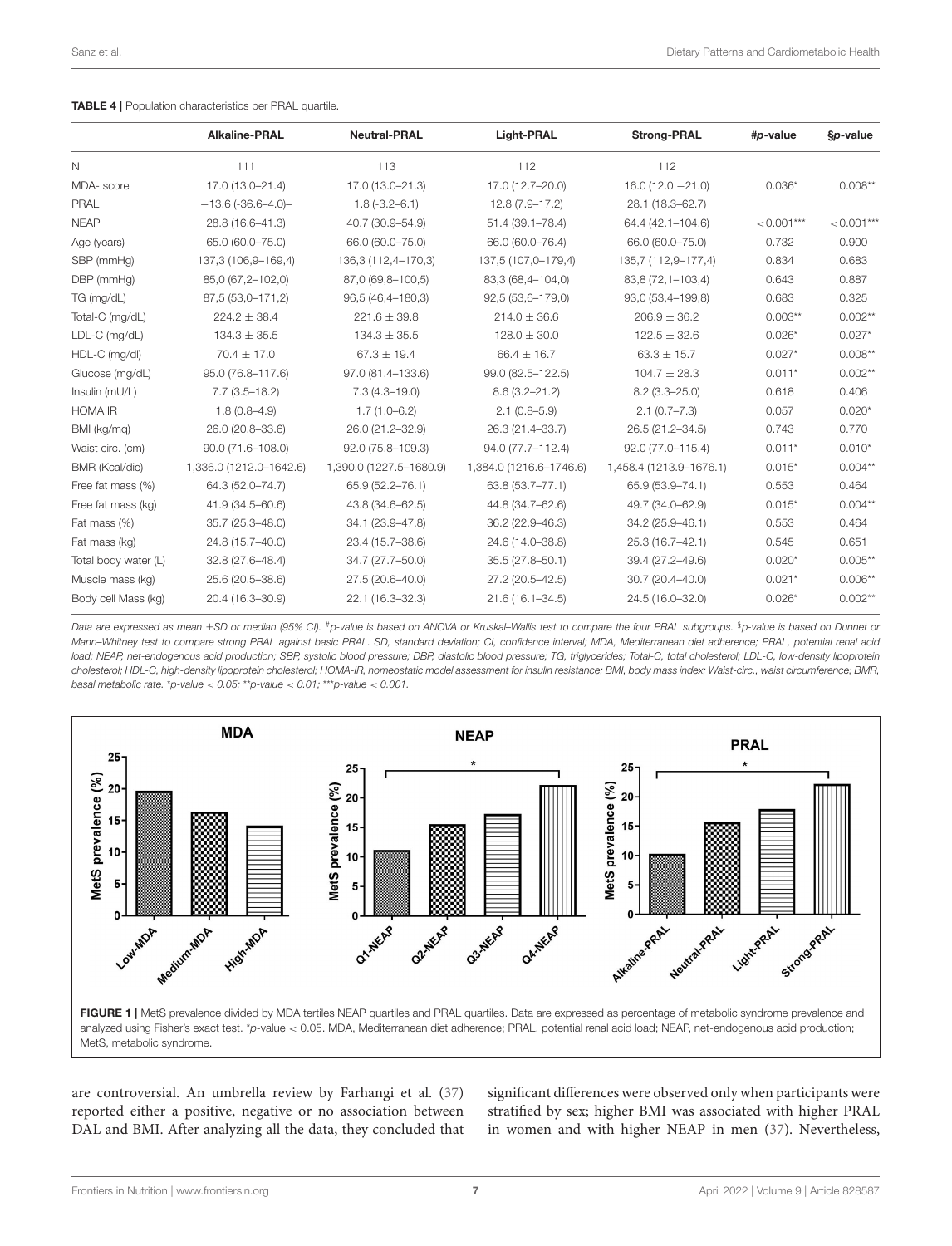**TABLE 4 |** Population characteristics per PRAL quartile.

| | Alkaline-PRAL | Neutral-PRAL | Light-PRAL | Strong-PRAL | #p-value | §p-value |
|---|---|---|---|---|---|---|
| N | 111 | 113 | 112 | 112 | | |
| MDA- score | 17.0 (13.0–21.4) | 17.0 (13.0–21.3) | 17.0 (12.7–20.0) | 16.0 (12.0 −21.0) | 0.036* | 0.008** |
| PRAL | −13.6 (-36.6–4.0)– | 1.8 (-3.2–6.1) | 12.8 (7.9–17.2) | 28.1 (18.3–62.7) | | |
| NEAP | 28.8 (16.6–41.3) | 40.7 (30.9–54.9) | 51.4 (39.1–78.4) | 64.4 (42.1–104.6) | <0.001*** | <0.001*** |
| Age (years) | 65.0 (60.0–75.0) | 66.0 (60.0–75.0) | 66.0 (60.0–76.4) | 66.0 (60.0–75.0) | 0.732 | 0.900 |
| SBP (mmHg) | 137,3 (106,9–169,4) | 136,3 (112,4–170,3) | 137,5 (107,0–179,4) | 135,7 (112,9–177,4) | 0.834 | 0.683 |
| DBP (mmHg) | 85,0 (67,2–102,0) | 87,0 (69,8–100,5) | 83,3 (68,4–104,0) | 83,8 (72,1–103,4) | 0.643 | 0.887 |
| TG (mg/dL) | 87,5 (53,0–171,2) | 96,5 (46,4–180,3) | 92,5 (53,6–179,0) | 93,0 (53,4–199,8) | 0.683 | 0.325 |
| Total-C (mg/dL) | 224.2 ± 38.4 | 221.6 ± 39.8 | 214.0 ± 36.6 | 206.9 ± 36.2 | 0.003** | 0.002** |
| LDL-C (mg/dL) | 134.3 ± 35.5 | 134.3 ± 35.5 | 128.0 ± 30.0 | 122.5 ± 32.6 | 0.026* | 0.027* |
| HDL-C (mg/dl) | 70.4 ± 17.0 | 67.3 ± 19.4 | 66.4 ± 16.7 | 63.3 ± 15.7 | 0.027* | 0.008** |
| Glucose (mg/dL) | 95.0 (76.8–117.6) | 97.0 (81.4–133.6) | 99.0 (82.5–122.5) | 104.7 ± 28.3 | 0.011* | 0.002** |
| Insulin (mU/L) | 7.7 (3.5–18.2) | 7.3 (4.3–19.0) | 8.6 (3.2–21.2) | 8.2 (3.3–25.0) | 0.618 | 0.406 |
| HOMA IR | 1.8 (0.8–4.9) | 1.7 (1.0–6.2) | 2.1 (0.8–5.9) | 2.1 (0.7–7.3) | 0.057 | 0.020* |
| BMI (kg/mq) | 26.0 (20.8–33.6) | 26.0 (21.2–32.9) | 26.3 (21.4–33.7) | 26.5 (21.2–34.5) | 0.743 | 0.770 |
| Waist circ. (cm) | 90.0 (71.6–108.0) | 92.0 (75.8–109.3) | 94.0 (77.7–112.4) | 92.0 (77.0–115.4) | 0.011* | 0.010* |
| BMR (Kcal/die) | 1,336.0 (1212.0–1642.6) | 1,390.0 (1227.5–1680.9) | 1,384.0 (1216.6–1746.6) | 1,458.4 (1213.9–1676.1) | 0.015* | 0.004** |
| Free fat mass (%) | 64.3 (52.0–74.7) | 65.9 (52.2–76.1) | 63.8 (53.7–77.1) | 65.9 (53.9–74.1) | 0.553 | 0.464 |
| Free fat mass (kg) | 41.9 (34.5–60.6) | 43.8 (34.6–62.5) | 44.8 (34.7–62.6) | 49.7 (34.0–62.9) | 0.015* | 0.004** |
| Fat mass (%) | 35.7 (25.3–48.0) | 34.1 (23.9–47.8) | 36.2 (22.9–46.3) | 34.2 (25.9–46.1) | 0.553 | 0.464 |
| Fat mass (kg) | 24.8 (15.7–40.0) | 23.4 (15.7–38.6) | 24.6 (14.0–38.8) | 25.3 (16.7–42.1) | 0.545 | 0.651 |
| Total body water (L) | 32.8 (27.6–48.4) | 34.7 (27.7–50.0) | 35.5 (27.8–50.1) | 39.4 (27.2–49.6) | 0.020* | 0.005** |
| Muscle mass (kg) | 25.6 (20.5–38.6) | 27.5 (20.6–40.0) | 27.2 (20.5–42.5) | 30.7 (20.4–40.0) | 0.021* | 0.006** |
| Body cell Mass (kg) | 20.4 (16.3–30.9) | 22.1 (16.3–32.3) | 21.6 (16.1–34.5) | 24.5 (16.0–32.0) | 0.026* | 0.002** |

*Data are expressed as mean ±SD or median (95% CI). #p-value is based on ANOVA or Kruskal–Wallis test to compare the four PRAL subgroups. §p-value is based on Dunnet or Mann–Whitney test to compare strong PRAL against basic PRAL. SD, standard deviation; CI, confidence interval; MDA, Mediterranean diet adherence; PRAL, potential renal acid load; NEAP, net-endogenous acid production; SBP, systolic blood pressure; DBP, diastolic blood pressure; TG, triglycerides; Total-C, total cholesterol; LDL-C, low-density lipoprotein cholesterol; HDL-C, high-density lipoprotein cholesterol; HOMA-IR, homeostatic model assessment for insulin resistance; BMI, body mass index; Waist-circ., waist circumference; BMR, basal metabolic rate. *p-value < 0.05; **p-value < 0.01; ***p-value < 0.001.*

**FIGURE 1 |** MetS prevalence divided by MDA tertiles NEAP quartiles and PRAL quartiles. Data are expressed as percentage of metabolic syndrome prevalence and analyzed using Fisher's exact test. *p-value < 0.05. MDA, Mediterranean diet adherence; PRAL, potential renal acid load; NEAP, net-endogenous acid production; MetS, metabolic syndrome.

are controversial. An umbrella review by Farhangi et al. (37) reported either a positive, negative or no association between DAL and BMI. After analyzing all the data, they concluded that significant differences were observed only when participants were stratified by sex; higher BMI was associated with higher PRAL in women and with higher NEAP in men (37). Nevertheless,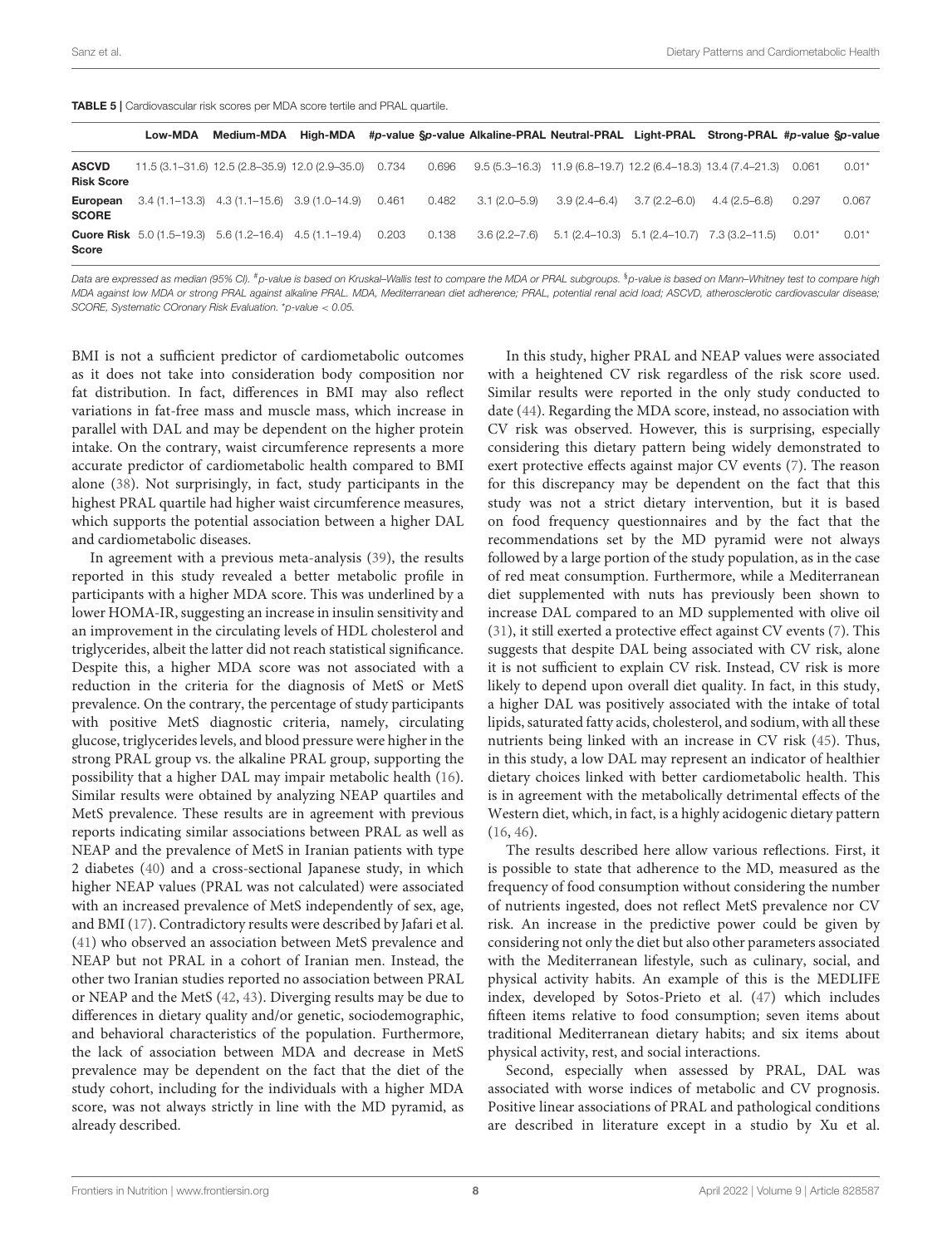**TABLE 5** | Cardiovascular risk scores per MDA score tertile and PRAL quartile.

| | Low-MDA | Medium-MDA | High-MDA | #p-value | §p-value | Alkaline-PRAL | Neutral-PRAL | Light-PRAL | Strong-PRAL | #p-value | §p-value |
|---|---|---|---|---|---|---|---|---|---|---|---|
| **ASCVD Risk Score** | 11.5 (3.1–31.6) | 12.5 (2.8–35.9) | 12.0 (2.9–35.0) | 0.734 | 0.696 | 9.5 (5.3–16.3) | 11.9 (6.8–19.7) | 12.2 (6.4–18.3) | 13.4 (7.4–21.3) | 0.061 | 0.01* |
| **European SCORE** | 3.4 (1.1–13.3) | 4.3 (1.1–15.6) | 3.9 (1.0–14.9) | 0.461 | 0.482 | 3.1 (2.0–5.9) | 3.9 (2.4–6.4) | 3.7 (2.2–6.0) | 4.4 (2.5–6.8) | 0.297 | 0.067 |
| **Cuore Risk Score** | 5.0 (1.5–19.3) | 5.6 (1.2–16.4) | 4.5 (1.1–19.4) | 0.203 | 0.138 | 3.6 (2.2–7.6) | 5.1 (2.4–10.3) | 5.1 (2.4–10.7) | 7.3 (3.2–11.5) | 0.01* | 0.01* |

*Data are expressed as median (95% CI). #p-value is based on Kruskal–Wallis test to compare the MDA or PRAL subgroups. §p-value is based on Mann–Whitney test to compare high MDA against low MDA or strong PRAL against alkaline PRAL. MDA, Mediterranean diet adherence; PRAL, potential renal acid load; ASCVD, atherosclerotic cardiovascular disease; SCORE, Systematic COronary Risk Evaluation. *p-value < 0.05.*

BMI is not a sufficient predictor of cardiometabolic outcomes as it does not take into consideration body composition nor fat distribution. In fact, differences in BMI may also reflect variations in fat-free mass and muscle mass, which increase in parallel with DAL and may be dependent on the higher protein intake. On the contrary, waist circumference represents a more accurate predictor of cardiometabolic health compared to BMI alone (38). Not surprisingly, in fact, study participants in the highest PRAL quartile had higher waist circumference measures, which supports the potential association between a higher DAL and cardiometabolic diseases.

In agreement with a previous meta-analysis (39), the results reported in this study revealed a better metabolic profile in participants with a higher MDA score. This was underlined by a lower HOMA-IR, suggesting an increase in insulin sensitivity and an improvement in the circulating levels of HDL cholesterol and triglycerides, albeit the latter did not reach statistical significance. Despite this, a higher MDA score was not associated with a reduction in the criteria for the diagnosis of MetS or MetS prevalence. On the contrary, the percentage of study participants with positive MetS diagnostic criteria, namely, circulating glucose, triglycerides levels, and blood pressure were higher in the strong PRAL group vs. the alkaline PRAL group, supporting the possibility that a higher DAL may impair metabolic health (16). Similar results were obtained by analyzing NEAP quartiles and MetS prevalence. These results are in agreement with previous reports indicating similar associations between PRAL as well as NEAP and the prevalence of MetS in Iranian patients with type 2 diabetes (40) and a cross-sectional Japanese study, in which higher NEAP values (PRAL was not calculated) were associated with an increased prevalence of MetS independently of sex, age, and BMI (17). Contradictory results were described by Jafari et al. (41) who observed an association between MetS prevalence and NEAP but not PRAL in a cohort of Iranian men. Instead, the other two Iranian studies reported no association between PRAL or NEAP and the MetS (42, 43). Diverging results may be due to differences in dietary quality and/or genetic, sociodemographic, and behavioral characteristics of the population. Furthermore, the lack of association between MDA and decrease in MetS prevalence may be dependent on the fact that the diet of the study cohort, including for the individuals with a higher MDA score, was not always strictly in line with the MD pyramid, as already described.

In this study, higher PRAL and NEAP values were associated with a heightened CV risk regardless of the risk score used. Similar results were reported in the only study conducted to date (44). Regarding the MDA score, instead, no association with CV risk was observed. However, this is surprising, especially considering this dietary pattern being widely demonstrated to exert protective effects against major CV events (7). The reason for this discrepancy may be dependent on the fact that this study was not a strict dietary intervention, but it is based on food frequency questionnaires and by the fact that the recommendations set by the MD pyramid were not always followed by a large portion of the study population, as in the case of red meat consumption. Furthermore, while a Mediterranean diet supplemented with nuts has previously been shown to increase DAL compared to an MD supplemented with olive oil (31), it still exerted a protective effect against CV events (7). This suggests that despite DAL being associated with CV risk, alone it is not sufficient to explain CV risk. Instead, CV risk is more likely to depend upon overall diet quality. In fact, in this study, a higher DAL was positively associated with the intake of total lipids, saturated fatty acids, cholesterol, and sodium, with all these nutrients being linked with an increase in CV risk (45). Thus, in this study, a low DAL may represent an indicator of healthier dietary choices linked with better cardiometabolic health. This is in agreement with the metabolically detrimental effects of the Western diet, which, in fact, is a highly acidogenic dietary pattern (16, 46).

The results described here allow various reflections. First, it is possible to state that adherence to the MD, measured as the frequency of food consumption without considering the number of nutrients ingested, does not reflect MetS prevalence nor CV risk. An increase in the predictive power could be given by considering not only the diet but also other parameters associated with the Mediterranean lifestyle, such as culinary, social, and physical activity habits. An example of this is the MEDLIFE index, developed by Sotos-Prieto et al. (47) which includes fifteen items relative to food consumption; seven items about traditional Mediterranean dietary habits; and six items about physical activity, rest, and social interactions.

Second, especially when assessed by PRAL, DAL was associated with worse indices of metabolic and CV prognosis. Positive linear associations of PRAL and pathological conditions are described in literature except in a studio by Xu et al.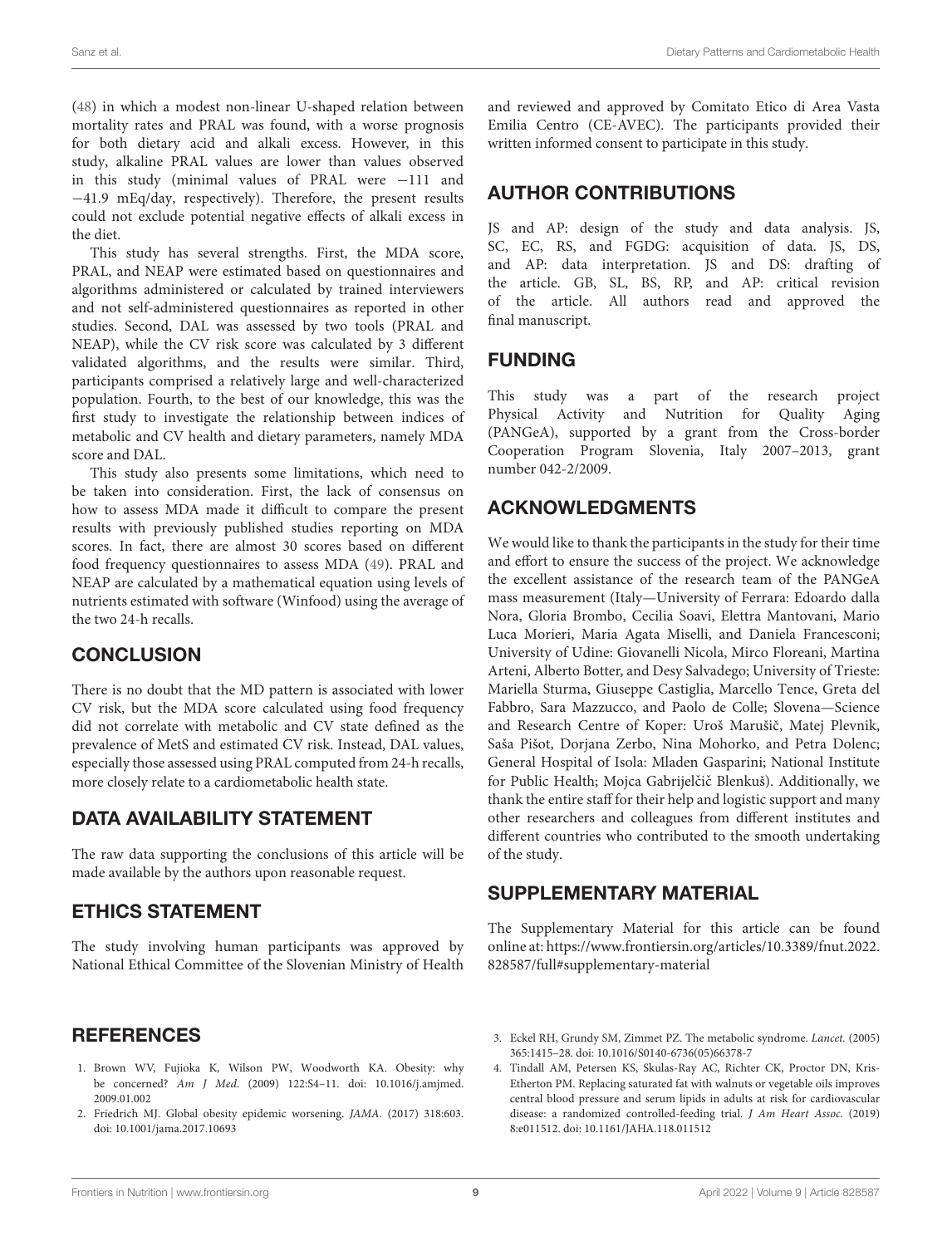(48) in which a modest non-linear U-shaped relation between mortality rates and PRAL was found, with a worse prognosis for both dietary acid and alkali excess. However, in this study, alkaline PRAL values are lower than values observed in this study (minimal values of PRAL were −111 and −41.9 mEq/day, respectively). Therefore, the present results could not exclude potential negative effects of alkali excess in the diet.

This study has several strengths. First, the MDA score, PRAL, and NEAP were estimated based on questionnaires and algorithms administered or calculated by trained interviewers and not self-administered questionnaires as reported in other studies. Second, DAL was assessed by two tools (PRAL and NEAP), while the CV risk score was calculated by 3 different validated algorithms, and the results were similar. Third, participants comprised a relatively large and well-characterized population. Fourth, to the best of our knowledge, this was the first study to investigate the relationship between indices of metabolic and CV health and dietary parameters, namely MDA score and DAL.

This study also presents some limitations, which need to be taken into consideration. First, the lack of consensus on how to assess MDA made it difficult to compare the present results with previously published studies reporting on MDA scores. In fact, there are almost 30 scores based on different food frequency questionnaires to assess MDA (49). PRAL and NEAP are calculated by a mathematical equation using levels of nutrients estimated with software (Winfood) using the average of the two 24-h recalls.

## CONCLUSION

There is no doubt that the MD pattern is associated with lower CV risk, but the MDA score calculated using food frequency did not correlate with metabolic and CV state defined as the prevalence of MetS and estimated CV risk. Instead, DAL values, especially those assessed using PRAL computed from 24-h recalls, more closely relate to a cardiometabolic health state.

## DATA AVAILABILITY STATEMENT

The raw data supporting the conclusions of this article will be made available by the authors upon reasonable request.

## ETHICS STATEMENT

The study involving human participants was approved by National Ethical Committee of the Slovenian Ministry of Health and reviewed and approved by Comitato Etico di Area Vasta Emilia Centro (CE-AVEC). The participants provided their written informed consent to participate in this study.

## AUTHOR CONTRIBUTIONS

JS and AP: design of the study and data analysis. JS, SC, EC, RS, and FGDG: acquisition of data. JS, DS, and AP: data interpretation. JS and DS: drafting of the article. GB, SL, BS, RP, and AP: critical revision of the article. All authors read and approved the final manuscript.

## FUNDING

This study was a part of the research project Physical Activity and Nutrition for Quality Aging (PANGeA), supported by a grant from the Cross-border Cooperation Program Slovenia, Italy 2007–2013, grant number 042-2/2009.

## ACKNOWLEDGMENTS

We would like to thank the participants in the study for their time and effort to ensure the success of the project. We acknowledge the excellent assistance of the research team of the PANGeA mass measurement (Italy—University of Ferrara: Edoardo dalla Nora, Gloria Brombo, Cecilia Soavi, Elettra Mantovani, Mario Luca Morieri, Maria Agata Miselli, and Daniela Francesconi; University of Udine: Giovanelli Nicola, Mirco Floreani, Martina Arteni, Alberto Botter, and Desy Salvadego; University of Trieste: Mariella Sturma, Giuseppe Castiglia, Marcello Tence, Greta del Fabbro, Sara Mazzucco, and Paolo de Colle; Slovena—Science and Research Centre of Koper: Uroš Marušič, Matej Plevnik, Saša Pišot, Dorjana Zerbo, Nina Mohorko, and Petra Dolenc; General Hospital of Isola: Mladen Gasparini; National Institute for Public Health; Mojca Gabrijelčič Blenkuš). Additionally, we thank the entire staff for their help and logistic support and many other researchers and colleagues from different institutes and different countries who contributed to the smooth undertaking of the study.

## SUPPLEMENTARY MATERIAL

The Supplementary Material for this article can be found online at: https://www.frontiersin.org/articles/10.3389/fnut.2022.828587/full#supplementary-material

## REFERENCES

1. Brown WV, Fujioka K, Wilson PW, Woodworth KA. Obesity: why be concerned? *Am J Med*. (2009) 122:S4–11. doi: 10.1016/j.amjmed.2009.01.002
2. Friedrich MJ. Global obesity epidemic worsening. *JAMA*. (2017) 318:603. doi: 10.1001/jama.2017.10693
3. Eckel RH, Grundy SM, Zimmet PZ. The metabolic syndrome. *Lancet.* (2005) 365:1415–28. doi: 10.1016/S0140-6736(05)66378-7
4. Tindall AM, Petersen KS, Skulas-Ray AC, Richter CK, Proctor DN, Kris-Etherton PM. Replacing saturated fat with walnuts or vegetable oils improves central blood pressure and serum lipids in adults at risk for cardiovascular disease: a randomized controlled-feeding trial. *J Am Heart Assoc.* (2019) 8:e011512. doi: 10.1161/JAHA.118.011512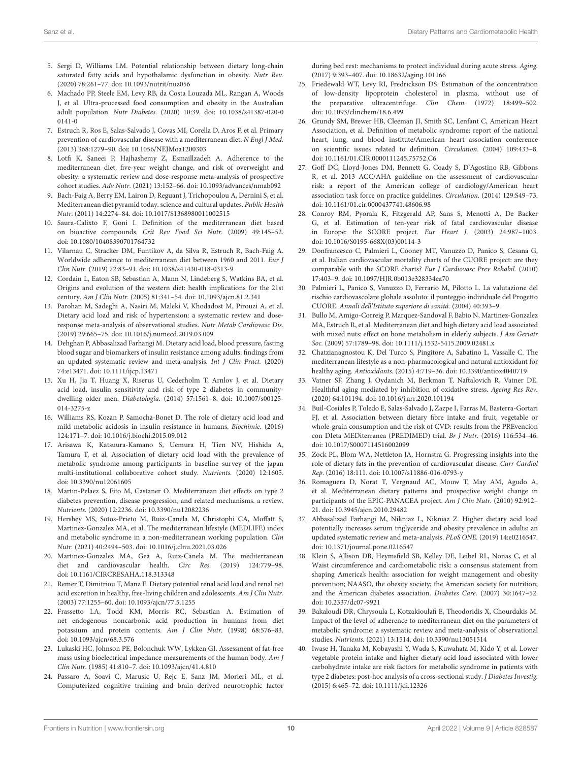5. Sergi D, Williams LM. Potential relationship between dietary long-chain saturated fatty acids and hypothalamic dysfunction in obesity. *Nutr Rev.* (2020) 78:261–77. doi: 10.1093/nutrit/nuz056
6. Machado PP, Steele EM, Levy RB, da Costa Louzada ML, Rangan A, Woods J, et al. Ultra-processed food consumption and obesity in the Australian adult population. *Nutr Diabetes.* (2020) 10:39. doi: 10.1038/s41387-020-0141-0
7. Estruch R, Ros E, Salas-Salvado J, Covas MI, Corella D, Aros F, et al. Primary prevention of cardiovascular disease with a mediterranean diet. *N Engl J Med.* (2013) 368:1279–90. doi: 10.1056/NEJMoa1200303
8. Lotfi K, Saneei P, Hajhashemy Z, Esmaillzadeh A. Adherence to the mediterranean diet, five-year weight change, and risk of overweight and obesity: a systematic review and dose-response meta-analysis of prospective cohort studies. *Adv Nutr.* (2021) 13:152–66. doi: 10.1093/advances/nmab092
9. Bach-Faig A, Berry EM, Lairon D, Reguant J, Trichopoulou A, Dernini S, et al. Mediterranean diet pyramid today. science and cultural updates. *Public Health Nutr.* (2011) 14:2274–84. doi: 10.1017/S1368980011002515
10. Saura-Calixto F, Goni I. Definition of the mediterranean diet based on bioactive compounds. *Crit Rev Food Sci Nutr.* (2009) 49:145–52. doi: 10.1080/10408390701764732
11. Vilarnau C, Stracker DM, Funtikov A, da Silva R, Estruch R, Bach-Faig A. Worldwide adherence to mediterranean diet between 1960 and 2011. *Eur J Clin Nutr.* (2019) 72:83–91. doi: 10.1038/s41430-018-0313-9
12. Cordain L, Eaton SB, Sebastian A, Mann N, Lindeberg S, Watkins BA, et al. Origins and evolution of the western diet: health implications for the 21st century. *Am J Clin Nutr.* (2005) 81:341–54. doi: 10.1093/ajcn.81.2.341
13. Parohan M, Sadeghi A, Nasiri M, Maleki V, Khodadost M, Pirouzi A, et al. Dietary acid load and risk of hypertension: a systematic review and dose-response meta-analysis of observational studies. *Nutr Metab Cardiovasc Dis.* (2019) 29:665–75. doi: 10.1016/j.numecd.2019.03.009
14. Dehghan P, Abbasalizad Farhangi M. Dietary acid load, blood pressure, fasting blood sugar and biomarkers of insulin resistance among adults: findings from an updated systematic review and meta-analysis. *Int J Clin Pract.* (2020) 74:e13471. doi: 10.1111/ijcp.13471
15. Xu H, Jia T, Huang X, Riserus U, Cederholm T, Arnlov J, et al. Dietary acid load, insulin sensitivity and risk of type 2 diabetes in community-dwelling older men. *Diabetologia.* (2014) 57:1561–8. doi: 10.1007/s00125-014-3275-z
16. Williams RS, Kozan P, Samocha-Bonet D. The role of dietary acid load and mild metabolic acidosis in insulin resistance in humans. *Biochimie.* (2016) 124:171–7. doi: 10.1016/j.biochi.2015.09.012
17. Arisawa K, Katsuura-Kamano S, Uemura H, Tien NV, Hishida A, Tamura T, et al. Association of dietary acid load with the prevalence of metabolic syndrome among participants in baseline survey of the japan multi-institutional collaborative cohort study. *Nutrients.* (2020) 12:1605. doi: 10.3390/nu12061605
18. Martin-Pelaez S, Fito M, Castaner O. Mediterranean diet effects on type 2 diabetes prevention, disease progression, and related mechanisms. a review. *Nutrients.* (2020) 12:2236. doi: 10.3390/nu12082236
19. Hershey MS, Sotos-Prieto M, Ruiz-Canela M, Christophi CA, Moffatt S, Martinez-Gonzalez MA, et al. The mediterranean lifestyle (MEDLIFE) index and metabolic syndrome in a non-mediterranean working population. *Clin Nutr.* (2021) 40:2494–503. doi: 10.1016/j.clnu.2021.03.026
20. Martinez-Gonzalez MA, Gea A, Ruiz-Canela M. The mediterranean diet and cardiovascular health. *Circ Res.* (2019) 124:779–98. doi: 10.1161/CIRCRESAHA.118.313348
21. Remer T, Dimitriou T, Manz F. Dietary potential renal acid load and renal net acid excretion in healthy, free-living children and adolescents. *Am J Clin Nutr.* (2003) 77:1255–60. doi: 10.1093/ajcn/77.5.1255
22. Frassetto LA, Todd KM, Morris RC, Sebastian A. Estimation of net endogenous noncarbonic acid production in humans from diet potassium and protein contents. *Am J Clin Nutr.* (1998) 68:576–83. doi: 10.1093/ajcn/68.3.576
23. Lukaski HC, Johnson PE, Bolonchuk WW, Lykken GI. Assessment of fat-free mass using bioelectrical impedance measurements of the human body. *Am J Clin Nutr.* (1985) 41:810–7. doi: 10.1093/ajcn/41.4.810
24. Passaro A, Soavi C, Marusic U, Rejc E, Sanz JM, Morieri ML, et al. Computerized cognitive training and brain derived neurotrophic factor during bed rest: mechanisms to protect individual during acute stress. *Aging.* (2017) 9:393–407. doi: 10.18632/aging.101166
25. Friedewald WT, Levy RI, Fredrickson DS. Estimation of the concentration of low-density lipoprotein cholesterol in plasma, without use of the preparative ultracentrifuge. *Clin Chem.* (1972) 18:499–502. doi: 10.1093/clinchem/18.6.499
26. Grundy SM, Brewer HB, Cleeman JI, Smith SC, Lenfant C, American Heart Association, et al. Definition of metabolic syndrome: report of the national heart, lung, and blood institute/American heart association conference on scientific issues related to definition. *Circulation.* (2004) 109:433–8. doi: 10.1161/01.CIR.0000111245.75752.C6
27. Goff DC, Lloyd-Jones DM, Bennett G, Coady S, D'Agostino RB, Gibbons R, et al. 2013 ACC/AHA guideline on the assessment of cardiovascular risk: a report of the American college of cardiology/American heart association task force on practice guidelines. *Circulation.* (2014) 129:S49–73. doi: 10.1161/01.cir.0000437741.48606.98
28. Conroy RM, Pyorala K, Fitzgerald AP, Sans S, Menotti A, De Backer G, et al. Estimation of ten-year risk of fatal cardiovascular disease in Europe: the SCORE project. *Eur Heart J.* (2003) 24:987–1003. doi: 10.1016/S0195-668X(03)00114-3
29. Donfrancesco C, Palmieri L, Cooney MT, Vanuzzo D, Panico S, Cesana G, et al. Italian cardiovascular mortality charts of the CUORE project: are they comparable with the SCORE charts? *Eur J Cardiovasc Prev Rehabil.* (2010) 17:403–9. doi: 10.1097/HJR.0b013e328334ea70
30. Palmieri L, Panico S, Vanuzzo D, Ferrario M, Pilotto L. La valutazione del rischio cardiovascolare globale assoluto: il punteggio individuale del Progetto CUORE. *Annali dell'Istituto superiore di sanità.* (2004) 40:393–9.
31. Bullo M, Amigo-Correig P, Marquez-Sandoval F, Babio N, Martinez-Gonzalez MA, Estruch R, et al. Mediterranean diet and high dietary acid load associated with mixed nuts: effect on bone metabolism in elderly subjects. *J Am Geriatr Soc.* (2009) 57:1789–98. doi: 10.1111/j.1532-5415.2009.02481.x
32. Chatzianagnostou K, Del Turco S, Pingitore A, Sabatino L, Vassalle C. The mediterranean lifestyle as a non-pharmacological and natural antioxidant for healthy aging. *Antioxidants.* (2015) 4:719–36. doi: 10.3390/antiox4040719
33. Vatner SF, Zhang J, Oydanich M, Berkman T, Naftalovich R, Vatner DE. Healthful aging mediated by inhibition of oxidative stress. *Ageing Res Rev.* (2020) 64:101194. doi: 10.1016/j.arr.2020.101194
34. Buil-Cosiales P, Toledo E, Salas-Salvado J, Zazpe I, Farras M, Basterra-Gortari FJ, et al. Association between dietary fibre intake and fruit, vegetable or whole-grain consumption and the risk of CVD: results from the PREvencion con DIeta MEDiterranea (PREDIMED) trial. *Br J Nutr.* (2016) 116:534–46. doi: 10.1017/S0007114516002099
35. Zock PL, Blom WA, Nettleton JA, Hornstra G. Progressing insights into the role of dietary fats in the prevention of cardiovascular disease. *Curr Cardiol Rep.* (2016) 18:111. doi: 10.1007/s11886-016-0793-y
36. Romaguera D, Norat T, Vergnaud AC, Mouw T, May AM, Agudo A, et al. Mediterranean dietary patterns and prospective weight change in participants of the EPIC-PANACEA project. *Am J Clin Nutr.* (2010) 92:912–21. doi: 10.3945/ajcn.2010.29482
37. Abbasalizad Farhangi M, Nikniaz L, Nikniaz Z. Higher dietary acid load potentially increases serum triglyceride and obesity prevalence in adults: an updated systematic review and meta-analysis. *PLoS ONE.* (2019) 14:e0216547. doi: 10.1371/journal.pone.0216547
38. Klein S, Allison DB, Heymsfield SB, Kelley DE, Leibel RL, Nonas C, et al. Waist circumference and cardiometabolic risk: a consensus statement from shaping America's health: association for weight management and obesity prevention; NAASO, the obesity society; the American society for nutrition; and the American diabetes association. *Diabetes Care.* (2007) 30:1647–52. doi: 10.2337/dc07-9921
39. Bakaloudi DR, Chrysoula L, Kotzakioulafi E, Theodoridis X, Chourdakis M. Impact of the level of adherence to mediterranean diet on the parameters of metabolic syndrome: a systematic review and meta-analysis of observational studies. *Nutrients.* (2021) 13:1514. doi: 10.3390/nu13051514
40. Iwase H, Tanaka M, Kobayashi Y, Wada S, Kuwahata M, Kido Y, et al. Lower vegetable protein intake and higher dietary acid load associated with lower carbohydrate intake are risk factors for metabolic syndrome in patients with type 2 diabetes: post-hoc analysis of a cross-sectional study. *J Diabetes Investig.* (2015) 6:465–72. doi: 10.1111/jdi.12326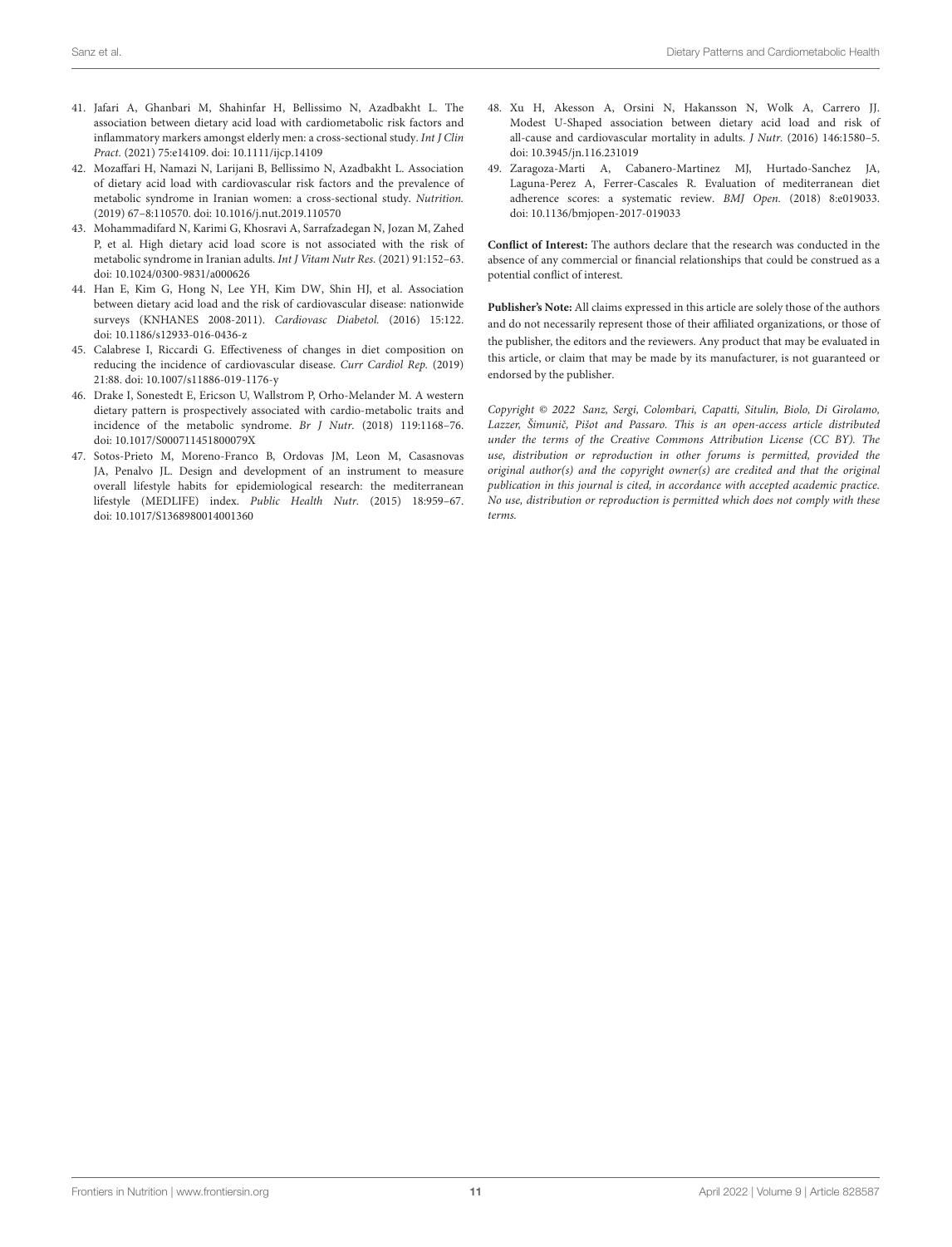41. Jafari A, Ghanbari M, Shahinfar H, Bellissimo N, Azadbakht L. The association between dietary acid load with cardiometabolic risk factors and inflammatory markers amongst elderly men: a cross-sectional study. *Int J Clin Pract.* (2021) 75:e14109. doi: 10.1111/ijcp.14109
42. Mozaffari H, Namazi N, Larijani B, Bellissimo N, Azadbakht L. Association of dietary acid load with cardiovascular risk factors and the prevalence of metabolic syndrome in Iranian women: a cross-sectional study. *Nutrition.* (2019) 67–8:110570. doi: 10.1016/j.nut.2019.110570
43. Mohammadifard N, Karimi G, Khosravi A, Sarrafzadegan N, Jozan M, Zahed P, et al. High dietary acid load score is not associated with the risk of metabolic syndrome in Iranian adults. *Int J Vitam Nutr Res.* (2021) 91:152–63. doi: 10.1024/0300-9831/a000626
44. Han E, Kim G, Hong N, Lee YH, Kim DW, Shin HJ, et al. Association between dietary acid load and the risk of cardiovascular disease: nationwide surveys (KNHANES 2008-2011). *Cardiovasc Diabetol.* (2016) 15:122. doi: 10.1186/s12933-016-0436-z
45. Calabrese I, Riccardi G. Effectiveness of changes in diet composition on reducing the incidence of cardiovascular disease. *Curr Cardiol Rep.* (2019) 21:88. doi: 10.1007/s11886-019-1176-y
46. Drake I, Sonestedt E, Ericson U, Wallstrom P, Orho-Melander M. A western dietary pattern is prospectively associated with cardio-metabolic traits and incidence of the metabolic syndrome. *Br J Nutr.* (2018) 119:1168–76. doi: 10.1017/S000711451800079X
47. Sotos-Prieto M, Moreno-Franco B, Ordovas JM, Leon M, Casasnovas JA, Penalvo JL. Design and development of an instrument to measure overall lifestyle habits for epidemiological research: the mediterranean lifestyle (MEDLIFE) index. *Public Health Nutr.* (2015) 18:959–67. doi: 10.1017/S1368980014001360
48. Xu H, Akesson A, Orsini N, Hakansson N, Wolk A, Carrero JJ. Modest U-Shaped association between dietary acid load and risk of all-cause and cardiovascular mortality in adults. *J Nutr.* (2016) 146:1580–5. doi: 10.3945/jn.116.231019
49. Zaragoza-Marti A, Cabanero-Martinez MJ, Hurtado-Sanchez JA, Laguna-Perez A, Ferrer-Cascales R. Evaluation of mediterranean diet adherence scores: a systematic review. *BMJ Open.* (2018) 8:e019033. doi: 10.1136/bmjopen-2017-019033

**Conflict of Interest:** The authors declare that the research was conducted in the absence of any commercial or financial relationships that could be construed as a potential conflict of interest.

**Publisher's Note:** All claims expressed in this article are solely those of the authors and do not necessarily represent those of their affiliated organizations, or those of the publisher, the editors and the reviewers. Any product that may be evaluated in this article, or claim that may be made by its manufacturer, is not guaranteed or endorsed by the publisher.

*Copyright © 2022 Sanz, Sergi, Colombari, Capatti, Situlin, Biolo, Di Girolamo, Lazzer, Šimunič, Pišot and Passaro. This is an open-access article distributed under the terms of the Creative Commons Attribution License (CC BY). The use, distribution or reproduction in other forums is permitted, provided the original author(s) and the copyright owner(s) are credited and that the original publication in this journal is cited, in accordance with accepted academic practice. No use, distribution or reproduction is permitted which does not comply with these terms.*